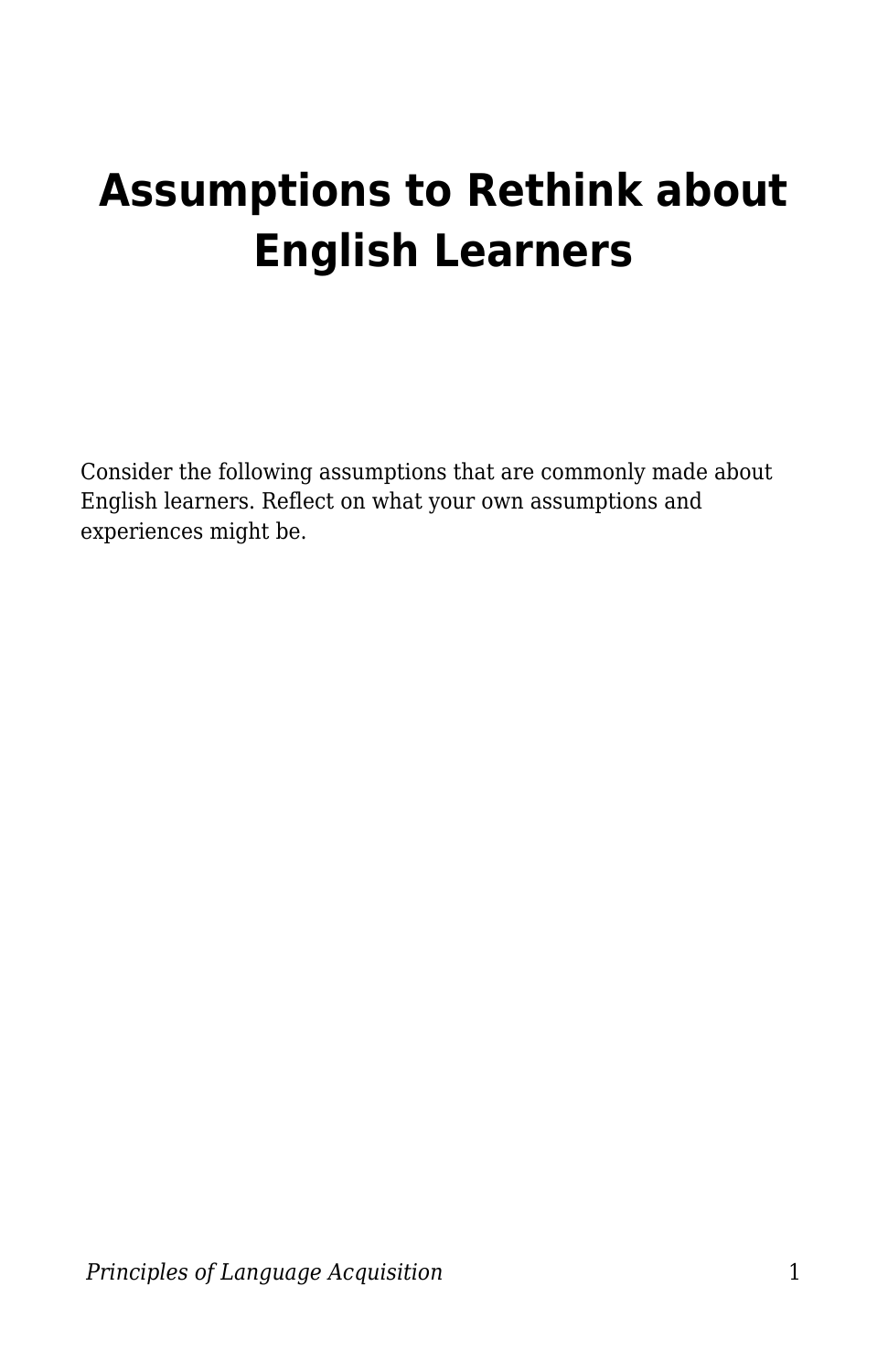# Assumptions to Rethink about English Learners

Consider the following assumptions that are commonly made about English learners. Reflect on what your own assumptions and experiences might be.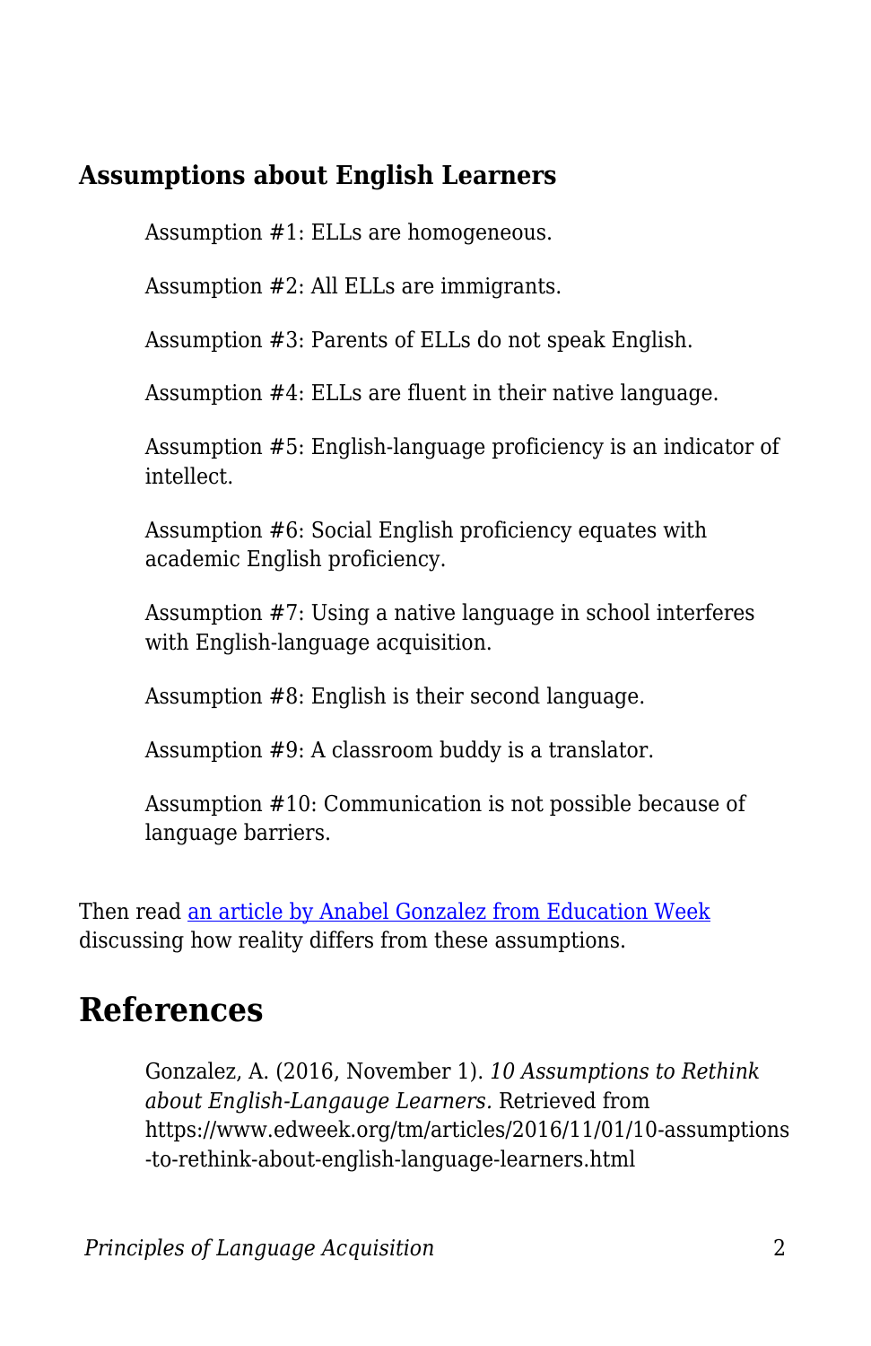### Assumptions about English Learners

Assumption #1: ELLs are homogeneous.

Assumption #2: All ELLs are immigrants.

Assumption #3: Parents of ELLs do not speak English.

Assumption #4: ELLs are fluent in their native language.

Assumption #5: English-language proficiency is an indicator of intellect.

Assumption #6: Social English proficiency equates with academic English proficiency.

Assumption #7: Using a native language in school interferes with English-language acquisition.

Assumption #8: English is their second language.

Assumption #9: A classroom buddy is a translator.

Assumption #10: Communication is not possible because of language barriers.

Then read an article by Anabel Gonzalez from Education Week discussing how reality differs from these assumptions.

## References

Gonzalez, A. (2016, November 1). *10 Assumptions to Rethink about English-Langauge Learners.* Retrieved from https://www.edweek.org/tm/articles/2016/11/01/10-assumptions-to-rethink-about-english-language-learners.html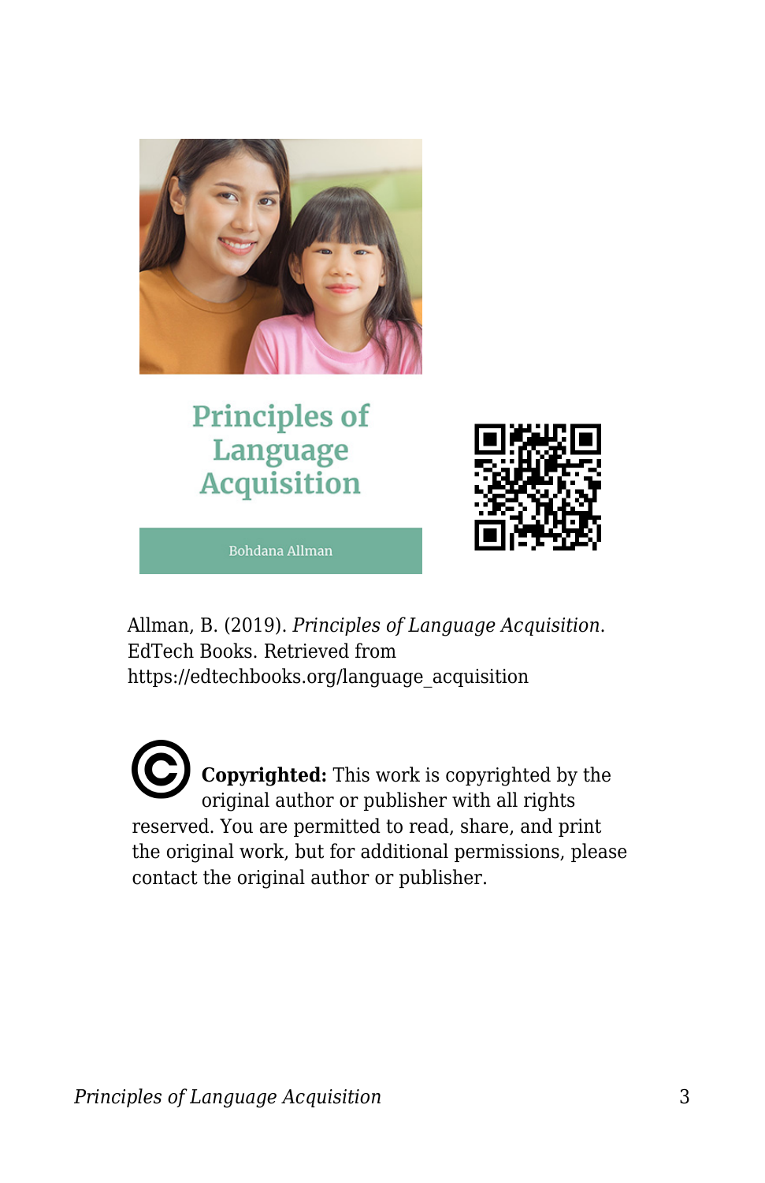Principles of Language Acquisition

Bohdana Allman

Allman, B. (2019). *Principles of Language Acquisition*. EdTech Books. Retrieved from https://edtechbooks.org/language_acquisition

**Copyrighted:** This work is copyrighted by the original author or publisher with all rights reserved. You are permitted to read, share, and print the original work, but for additional permissions, please contact the original author or publisher.